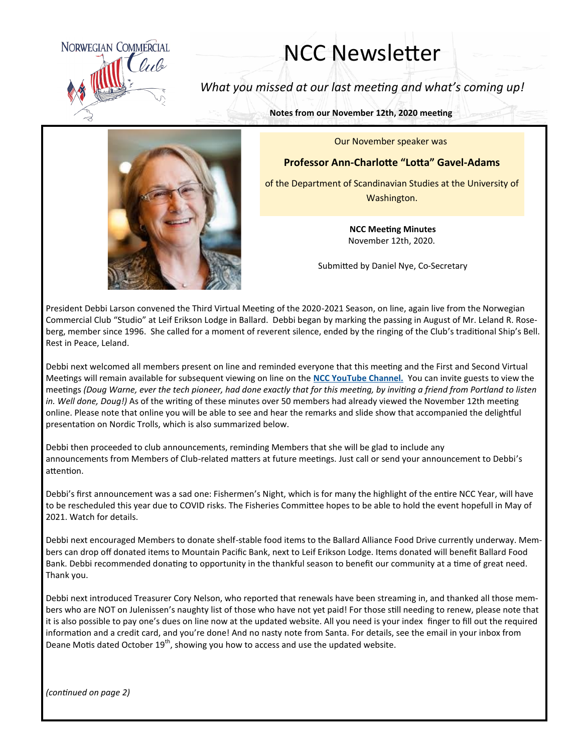NORWEGIAN COMMERCIAL Club

# NCC Newsletter

*What you missed at our last meeting and what's coming up!*

**Notes from our November 12th, 2020 meeting**

Our November speaker was

**Professor Ann-Charlotte "Lotta" Gavel-Adams**

of the Department of Scandinavian Studies at the University of Washington.

**NCC Meeting Minutes**
November 12th, 2020.

Submitted by Daniel Nye, Co-Secretary

President Debbi Larson convened the Third Virtual Meeting of the 2020-2021 Season, on line, again live from the Norwegian Commercial Club "Studio" at Leif Erikson Lodge in Ballard. Debbi began by marking the passing in August of Mr. Leland R. Roseberg, member since 1996. She called for a moment of reverent silence, ended by the ringing of the Club's traditional Ship's Bell. Rest in Peace, Leland.

Debbi next welcomed all members present on line and reminded everyone that this meeting and the First and Second Virtual Meetings will remain available for subsequent viewing on line on the **NCC YouTube Channel.** You can invite guests to view the meetings *(Doug Warne, ever the tech pioneer, had done exactly that for this meeting, by inviting a friend from Portland to listen in. Well done, Doug!)* As of the writing of these minutes over 50 members had already viewed the November 12th meeting online. Please note that online you will be able to see and hear the remarks and slide show that accompanied the delightful presentation on Nordic Trolls, which is also summarized below.

Debbi then proceeded to club announcements, reminding Members that she will be glad to include any announcements from Members of Club-related matters at future meetings. Just call or send your announcement to Debbi's attention.

Debbi's first announcement was a sad one: Fishermen's Night, which is for many the highlight of the entire NCC Year, will have to be rescheduled this year due to COVID risks. The Fisheries Committee hopes to be able to hold the event hopefull in May of 2021. Watch for details.

Debbi next encouraged Members to donate shelf-stable food items to the Ballard Alliance Food Drive currently underway. Members can drop off donated items to Mountain Pacific Bank, next to Leif Erikson Lodge. Items donated will benefit Ballard Food Bank. Debbi recommended donating to opportunity in the thankful season to benefit our community at a time of great need. Thank you.

Debbi next introduced Treasurer Cory Nelson, who reported that renewals have been streaming in, and thanked all those members who are NOT on Julenissen's naughty list of those who have not yet paid! For those still needing to renew, please note that it is also possible to pay one's dues on line now at the updated website. All you need is your index finger to fill out the required information and a credit card, and you're done! And no nasty note from Santa. For details, see the email in your inbox from Deane Motis dated October 19th, showing you how to access and use the updated website.

*(continued on page 2)*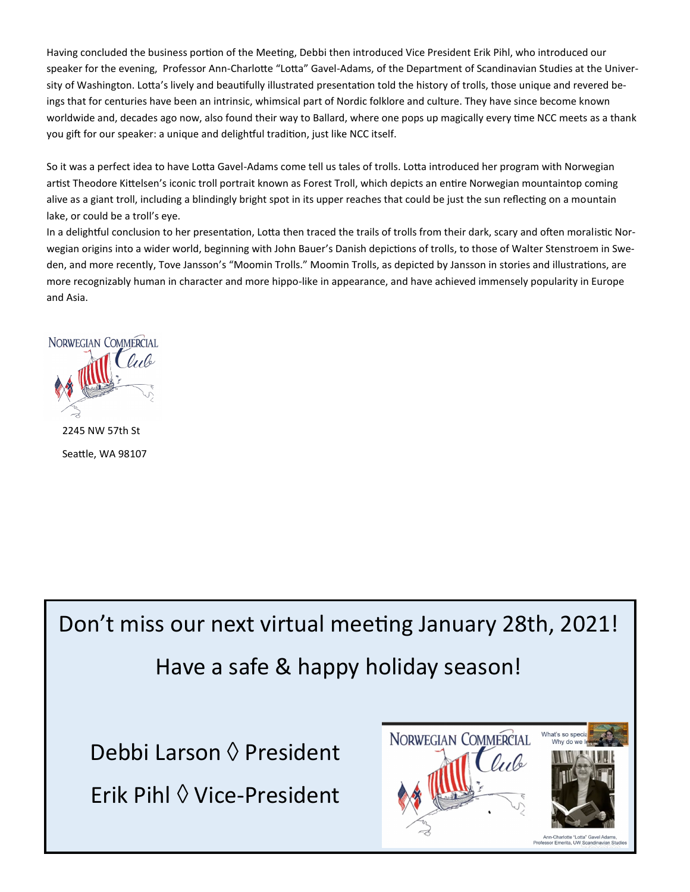Having concluded the business portion of the Meeting, Debbi then introduced Vice President Erik Pihl, who introduced our speaker for the evening, Professor Ann-Charlotte "Lotta" Gavel-Adams, of the Department of Scandinavian Studies at the University of Washington. Lotta's lively and beautifully illustrated presentation told the history of trolls, those unique and revered beings that for centuries have been an intrinsic, whimsical part of Nordic folklore and culture. They have since become known worldwide and, decades ago now, also found their way to Ballard, where one pops up magically every time NCC meets as a thank you gift for our speaker: a unique and delightful tradition, just like NCC itself.

So it was a perfect idea to have Lotta Gavel-Adams come tell us tales of trolls. Lotta introduced her program with Norwegian artist Theodore Kittelsen's iconic troll portrait known as Forest Troll, which depicts an entire Norwegian mountaintop coming alive as a giant troll, including a blindingly bright spot in its upper reaches that could be just the sun reflecting on a mountain lake, or could be a troll's eye.

In a delightful conclusion to her presentation, Lotta then traced the trails of trolls from their dark, scary and often moralistic Norwegian origins into a wider world, beginning with John Bauer's Danish depictions of trolls, to those of Walter Stenstroem in Sweden, and more recently, Tove Jansson's "Moomin Trolls." Moomin Trolls, as depicted by Jansson in stories and illustrations, are more recognizably human in character and more hippo-like in appearance, and have achieved immensely popularity in Europe and Asia.

NORWEGIAN COMMERCIAL Club

2245 NW 57th St

Seattle, WA 98107

Don't miss our next virtual meeting January 28th, 2021!

Have a safe & happy holiday season!

Debbi Larson ◊ President

Erik Pihl ◊ Vice-President

NORWEGIAN COMMERCIAL Club

Ann-Charlotte "Lotta" Gavel Adams, Professor Emerita, UW Scandinavian Studies